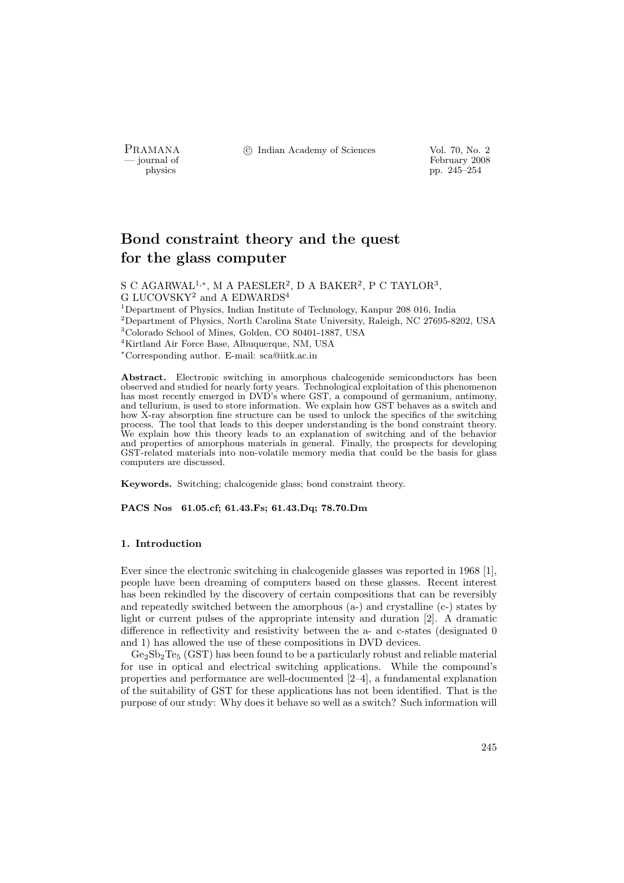# Bond constraint theory and the quest for the glass computer

S C AGARWAL[1,*], M A PAESLER[2], D A BAKER[2], P C TAYLOR[3], G LUCOVSKY[2] and A EDWARDS[4]

[1]Department of Physics, Indian Institute of Technology, Kanpur 208 016, India
[2]Department of Physics, North Carolina State University, Raleigh, NC 27695-8202, USA
[3]Colorado School of Mines, Golden, CO 80401-1887, USA
[4]Kirtland Air Force Base, Albuquerque, NM, USA
[*]Corresponding author. E-mail: sca@iitk.ac.in

**Abstract.** Electronic switching in amorphous chalcogenide semiconductors has been observed and studied for nearly forty years. Technological exploitation of this phenomenon has most recently emerged in DVD's where GST, a compound of germanium, antimony, and tellurium, is used to store information. We explain how GST behaves as a switch and how X-ray absorption fine structure can be used to unlock the specifics of the switching process. The tool that leads to this deeper understanding is the bond constraint theory. We explain how this theory leads to an explanation of switching and of the behavior and properties of amorphous materials in general. Finally, the prospects for developing GST-related materials into non-volatile memory media that could be the basis for glass computers are discussed.

**Keywords.** Switching; chalcogenide glass; bond constraint theory.

**PACS Nos 61.05.cf; 61.43.Fs; 61.43.Dq; 78.70.Dm**

## 1. Introduction

Ever since the electronic switching in chalcogenide glasses was reported in 1968 [1], people have been dreaming of computers based on these glasses. Recent interest has been rekindled by the discovery of certain compositions that can be reversibly and repeatedly switched between the amorphous (a-) and crystalline (c-) states by light or current pulses of the appropriate intensity and duration [2]. A dramatic difference in reflectivity and resistivity between the a- and c-states (designated 0 and 1) has allowed the use of these compositions in DVD devices.

$Ge_2Sb_2Te_5$ (GST) has been found to be a particularly robust and reliable material for use in optical and electrical switching applications. While the compound's properties and performance are well-documented [2–4], a fundamental explanation of the suitability of GST for these applications has not been identified. That is the purpose of our study: Why does it behave so well as a switch? Such information will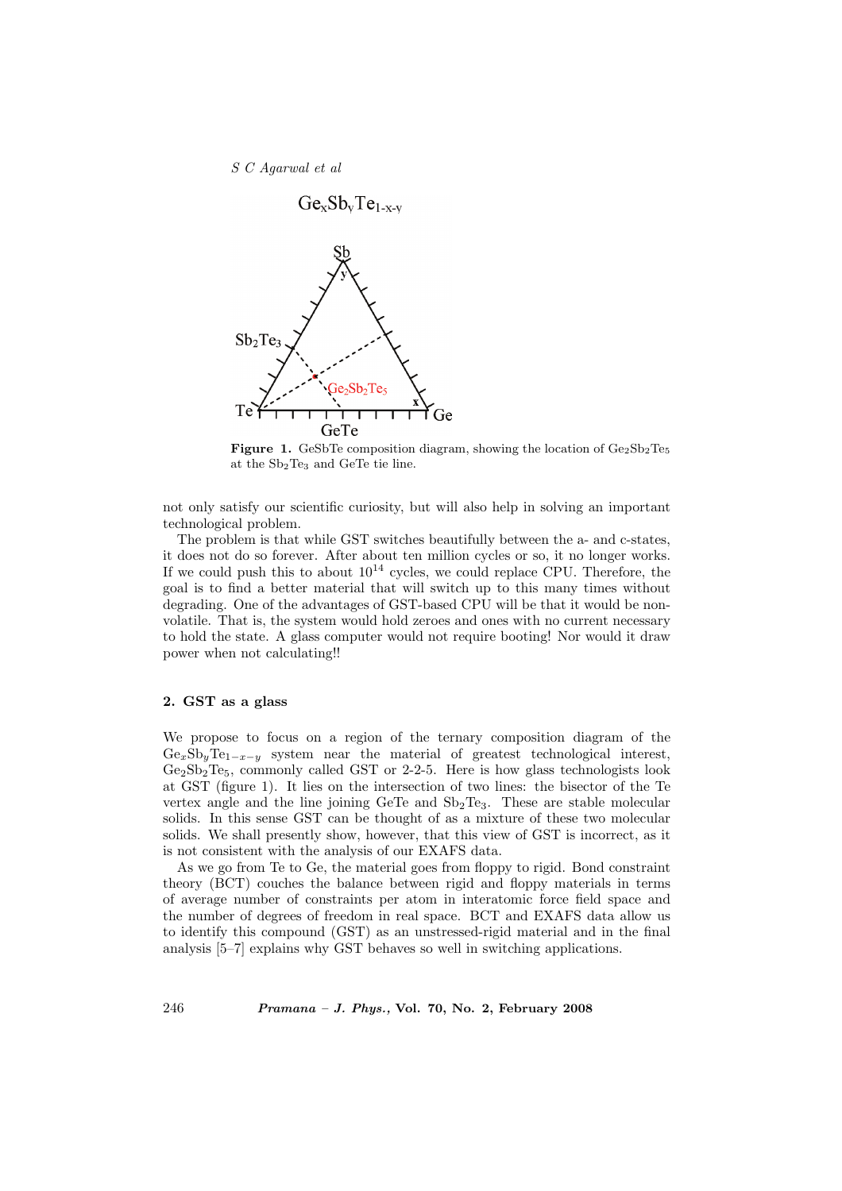Figure 1. GeSbTe composition diagram, showing the location of $Ge_2Sb_2Te_5$ at the $Sb_2Te_3$ and GeTe tie line.

not only satisfy our scientific curiosity, but will also help in solving an important technological problem.

The problem is that while GST switches beautifully between the a- and c-states, it does not do so forever. After about ten million cycles or so, it no longer works. If we could push this to about $10^{14}$ cycles, we could replace CPU. Therefore, the goal is to find a better material that will switch up to this many times without degrading. One of the advantages of GST-based CPU will be that it would be non-volatile. That is, the system would hold zeroes and ones with no current necessary to hold the state. A glass computer would not require booting! Nor would it draw power when not calculating!!

## 2. GST as a glass

We propose to focus on a region of the ternary composition diagram of the $Ge_xSb_yTe_{1-x-y}$ system near the material of greatest technological interest, $Ge_2Sb_2Te_5$, commonly called GST or 2-2-5. Here is how glass technologists look at GST (figure 1). It lies on the intersection of two lines: the bisector of the Te vertex angle and the line joining GeTe and $Sb_2Te_3$. These are stable molecular solids. In this sense GST can be thought of as a mixture of these two molecular solids. We shall presently show, however, that this view of GST is incorrect, as it is not consistent with the analysis of our EXAFS data.

As we go from Te to Ge, the material goes from floppy to rigid. Bond constraint theory (BCT) couches the balance between rigid and floppy materials in terms of average number of constraints per atom in interatomic force field space and the number of degrees of freedom in real space. BCT and EXAFS data allow us to identify this compound (GST) as an unstressed-rigid material and in the final analysis [5–7] explains why GST behaves so well in switching applications.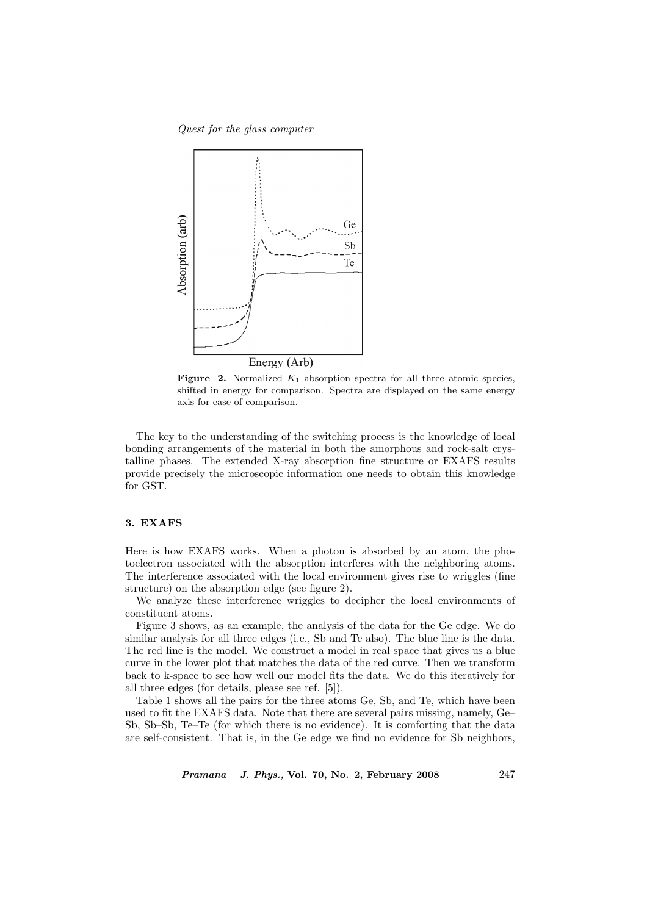**Figure 2.** Normalized $K_1$ absorption spectra for all three atomic species, shifted in energy for comparison. Spectra are displayed on the same energy axis for ease of comparison.

The key to the understanding of the switching process is the knowledge of local bonding arrangements of the material in both the amorphous and rock-salt crystalline phases. The extended X-ray absorption fine structure or EXAFS results provide precisely the microscopic information one needs to obtain this knowledge for GST.

## 3. EXAFS

Here is how EXAFS works. When a photon is absorbed by an atom, the photoelectron associated with the absorption interferes with the neighboring atoms. The interference associated with the local environment gives rise to wriggles (fine structure) on the absorption edge (see figure 2).

We analyze these interference wriggles to decipher the local environments of constituent atoms.

Figure 3 shows, as an example, the analysis of the data for the Ge edge. We do similar analysis for all three edges (i.e., Sb and Te also). The blue line is the data. The red line is the model. We construct a model in real space that gives us a blue curve in the lower plot that matches the data of the red curve. Then we transform back to k-space to see how well our model fits the data. We do this iteratively for all three edges (for details, please see ref. [5]).

Table 1 shows all the pairs for the three atoms Ge, Sb, and Te, which have been used to fit the EXAFS data. Note that there are several pairs missing, namely, Ge–Sb, Sb–Sb, Te–Te (for which there is no evidence). It is comforting that the data are self-consistent. That is, in the Ge edge we find no evidence for Sb neighbors,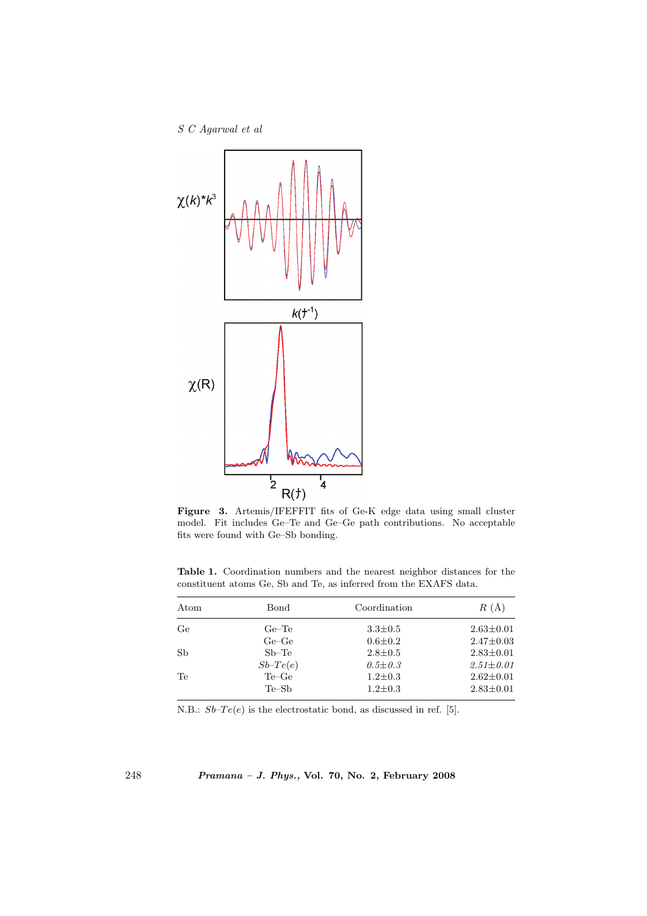**Figure 3.** Artemis/IFEFFIT fits of Ge-K edge data using small cluster model. Fit includes Ge–Te and Ge–Ge path contributions. No acceptable fits were found with Ge–Sb bonding.

**Table 1.** Coordination numbers and the nearest neighbor distances for the constituent atoms Ge, Sb and Te, as inferred from the EXAFS data.

| Atom | Bond | Coordination | $R$ (Å) |
|---|---|---|---|
| Ge | Ge–Te | 3.3±0.5 | 2.63±0.01 |
| | Ge–Ge | 0.6±0.2 | 2.47±0.03 |
| Sb | Sb–Te | 2.8±0.5 | 2.83±0.01 |
| | *Sb–Te(e)* | *0.5±0.3* | *2.51±0.01* |
| Te | Te–Ge | 1.2±0.3 | 2.62±0.01 |
| | Te–Sb | 1.2±0.3 | 2.83±0.01 |

N.B.: *Sb–Te(e)* is the electrostatic bond, as discussed in ref. [5].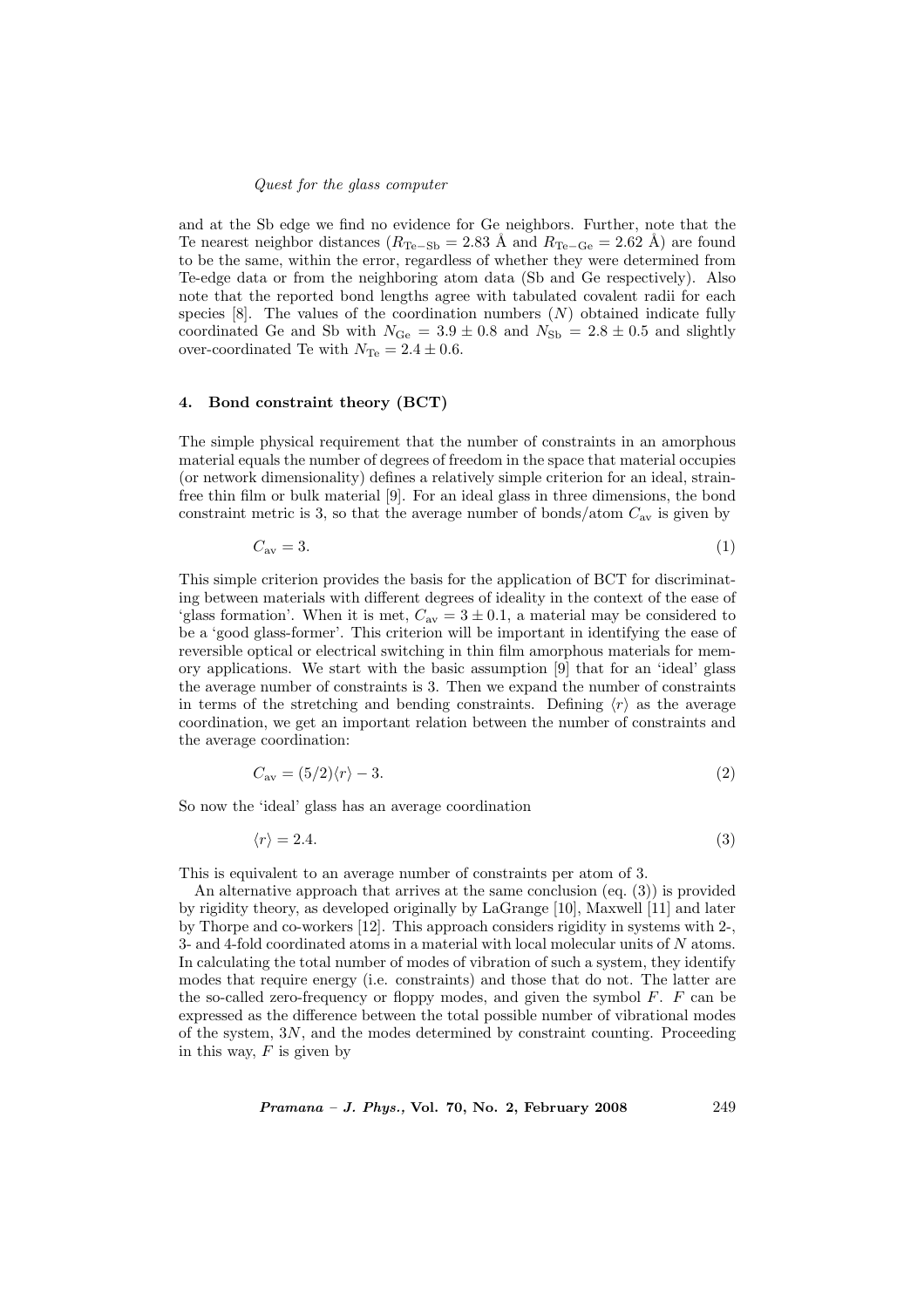and at the Sb edge we find no evidence for Ge neighbors. Further, note that the Te nearest neighbor distances ($R_{\mathrm{Te-Sb}} = 2.83$ Å and $R_{\mathrm{Te-Ge}} = 2.62$ Å) are found to be the same, within the error, regardless of whether they were determined from Te-edge data or from the neighboring atom data (Sb and Ge respectively). Also note that the reported bond lengths agree with tabulated covalent radii for each species [8]. The values of the coordination numbers ($N$) obtained indicate fully coordinated Ge and Sb with $N_{\mathrm{Ge}} = 3.9 \pm 0.8$ and $N_{\mathrm{Sb}} = 2.8 \pm 0.5$ and slightly over-coordinated Te with $N_{\mathrm{Te}} = 2.4 \pm 0.6$.

## 4. Bond constraint theory (BCT)

The simple physical requirement that the number of constraints in an amorphous material equals the number of degrees of freedom in the space that material occupies (or network dimensionality) defines a relatively simple criterion for an ideal, strain-free thin film or bulk material [9]. For an ideal glass in three dimensions, the bond constraint metric is 3, so that the average number of bonds/atom $C_{\mathrm{av}}$ is given by

$$C_{\mathrm{av}} = 3. \tag{1}$$

This simple criterion provides the basis for the application of BCT for discriminating between materials with different degrees of ideality in the context of the ease of 'glass formation'. When it is met, $C_{\mathrm{av}} = 3 \pm 0.1$, a material may be considered to be a 'good glass-former'. This criterion will be important in identifying the ease of reversible optical or electrical switching in thin film amorphous materials for memory applications. We start with the basic assumption [9] that for an 'ideal' glass the average number of constraints is 3. Then we expand the number of constraints in terms of the stretching and bending constraints. Defining $\langle r \rangle$ as the average coordination, we get an important relation between the number of constraints and the average coordination:

$$C_{\mathrm{av}} = (5/2)\langle r \rangle - 3. \tag{2}$$

So now the 'ideal' glass has an average coordination

$$\langle r \rangle = 2.4. \tag{3}$$

This is equivalent to an average number of constraints per atom of 3.

An alternative approach that arrives at the same conclusion (eq. (3)) is provided by rigidity theory, as developed originally by LaGrange [10], Maxwell [11] and later by Thorpe and co-workers [12]. This approach considers rigidity in systems with 2-, 3- and 4-fold coordinated atoms in a material with local molecular units of $N$ atoms. In calculating the total number of modes of vibration of such a system, they identify modes that require energy (i.e. constraints) and those that do not. The latter are the so-called zero-frequency or floppy modes, and given the symbol $F$. $F$ can be expressed as the difference between the total possible number of vibrational modes of the system, $3N$, and the modes determined by constraint counting. Proceeding in this way, $F$ is given by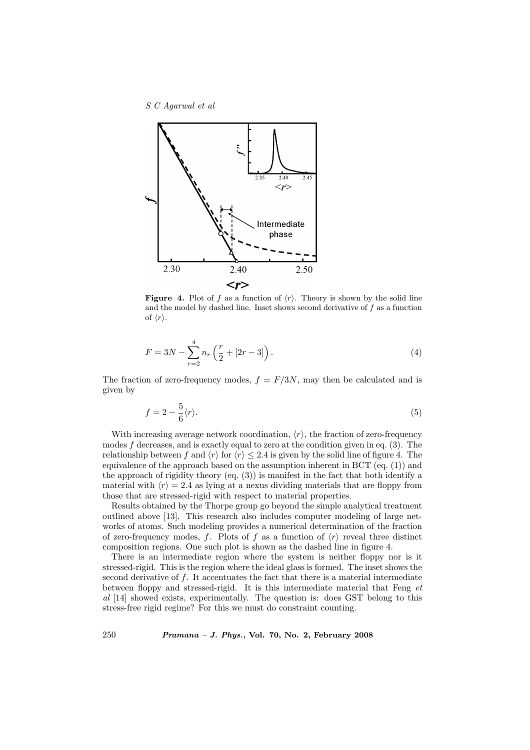**Figure 4.** Plot of $f$ as a function of $\langle r \rangle$. Theory is shown by the solid line and the model by dashed line. Inset shows second derivative of $f$ as a function of $\langle r \rangle$.

$$F = 3N - \sum_{r=2}^{4} n_r \left( \frac{r}{2} + [2r - 3] \right). \tag{4}$$

The fraction of zero-frequency modes, $f = F/3N$, may then be calculated and is given by

$$f = 2 - \frac{5}{6}\langle r \rangle. \tag{5}$$

With increasing average network coordination, $\langle r \rangle$, the fraction of zero-frequency modes $f$ decreases, and is exactly equal to zero at the condition given in eq. (3). The relationship between $f$ and $\langle r \rangle$ for $\langle r \rangle \leq 2.4$ is given by the solid line of figure 4. The equivalence of the approach based on the assumption inherent in BCT (eq. (1)) and the approach of rigidity theory (eq. (3)) is manifest in the fact that both identify a material with $\langle r \rangle = 2.4$ as lying at a nexus dividing materials that are floppy from those that are stressed-rigid with respect to material properties.

Results obtained by the Thorpe group go beyond the simple analytical treatment outlined above [13]. This research also includes computer modeling of large networks of atoms. Such modeling provides a numerical determination of the fraction of zero-frequency modes, $f$. Plots of $f$ as a function of $\langle r \rangle$ reveal three distinct composition regions. One such plot is shown as the dashed line in figure 4.

There is an intermediate region where the system is neither floppy nor is it stressed-rigid. This is the region where the ideal glass is formed. The inset shows the second derivative of $f$. It accentuates the fact that there is a material intermediate between floppy and stressed-rigid. It is this intermediate material that Feng *et al* [14] showed exists, experimentally. The question is: does GST belong to this stress-free rigid regime? For this we must do constraint counting.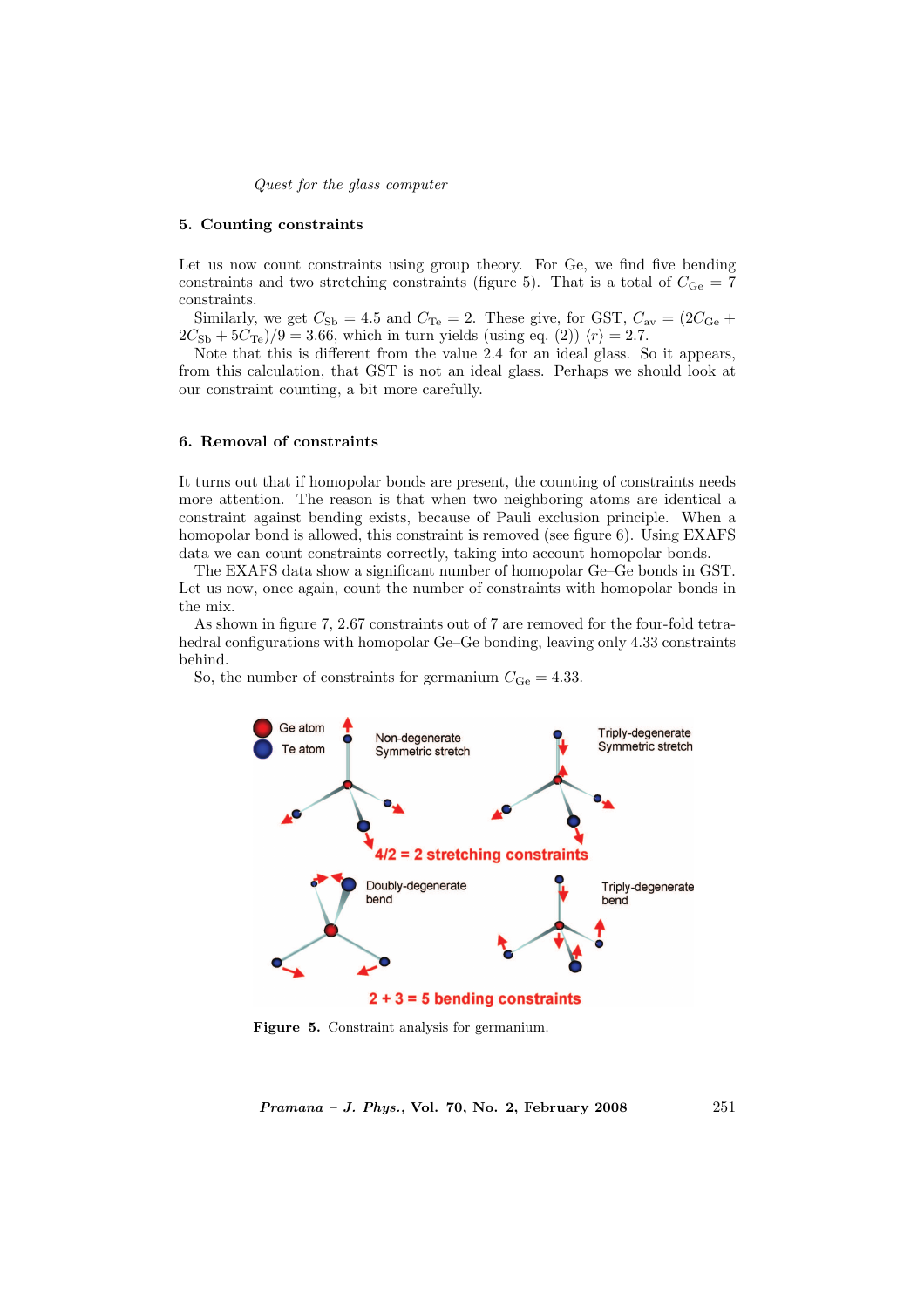## 5. Counting constraints

Let us now count constraints using group theory. For Ge, we find five bending constraints and two stretching constraints (figure 5). That is a total of $C_{\mathrm{Ge}} = 7$ constraints.

Similarly, we get $C_{\mathrm{Sb}} = 4.5$ and $C_{\mathrm{Te}} = 2$. These give, for GST, $C_{\mathrm{av}} = (2C_{\mathrm{Ge}} + 2C_{\mathrm{Sb}} + 5C_{\mathrm{Te}})/9 = 3.66$, which in turn yields (using eq. (2)) $\langle r \rangle = 2.7$.

Note that this is different from the value 2.4 for an ideal glass. So it appears, from this calculation, that GST is not an ideal glass. Perhaps we should look at our constraint counting, a bit more carefully.

## 6. Removal of constraints

It turns out that if homopolar bonds are present, the counting of constraints needs more attention. The reason is that when two neighboring atoms are identical a constraint against bending exists, because of Pauli exclusion principle. When a homopolar bond is allowed, this constraint is removed (see figure 6). Using EXAFS data we can count constraints correctly, taking into account homopolar bonds.

The EXAFS data show a significant number of homopolar Ge–Ge bonds in GST. Let us now, once again, count the number of constraints with homopolar bonds in the mix.

As shown in figure 7, 2.67 constraints out of 7 are removed for the four-fold tetrahedral configurations with homopolar Ge–Ge bonding, leaving only 4.33 constraints behind.

So, the number of constraints for germanium $C_{\mathrm{Ge}} = 4.33$.

**Figure 5.** Constraint analysis for germanium.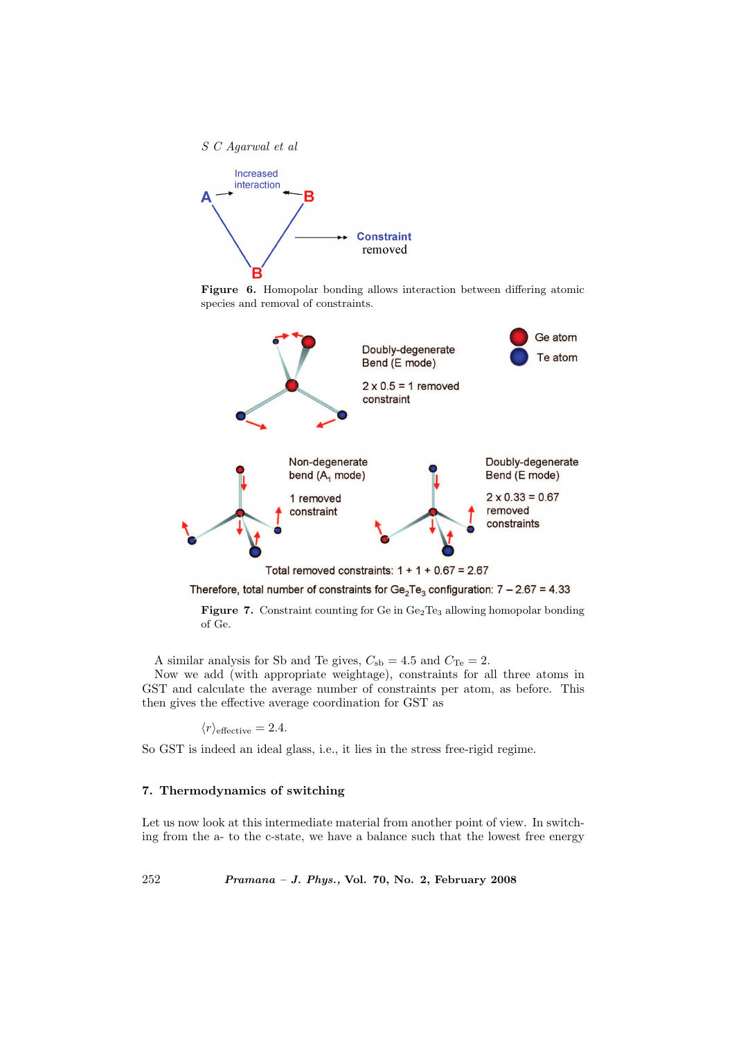**Figure 6.** Homopolar bonding allows interaction between differing atomic species and removal of constraints.

**Figure 7.** Constraint counting for Ge in $Ge_2Te_3$ allowing homopolar bonding of Ge.

A similar analysis for Sb and Te gives, $C_{\mathrm{sb}} = 4.5$ and $C_{\mathrm{Te}} = 2$.

Now we add (with appropriate weightage), constraints for all three atoms in GST and calculate the average number of constraints per atom, as before. This then gives the effective average coordination for GST as

$$\langle r \rangle_{\mathrm{effective}} = 2.4.$$

So GST is indeed an ideal glass, i.e., it lies in the stress free-rigid regime.

## 7. Thermodynamics of switching

Let us now look at this intermediate material from another point of view. In switching from the a- to the c-state, we have a balance such that the lowest free energy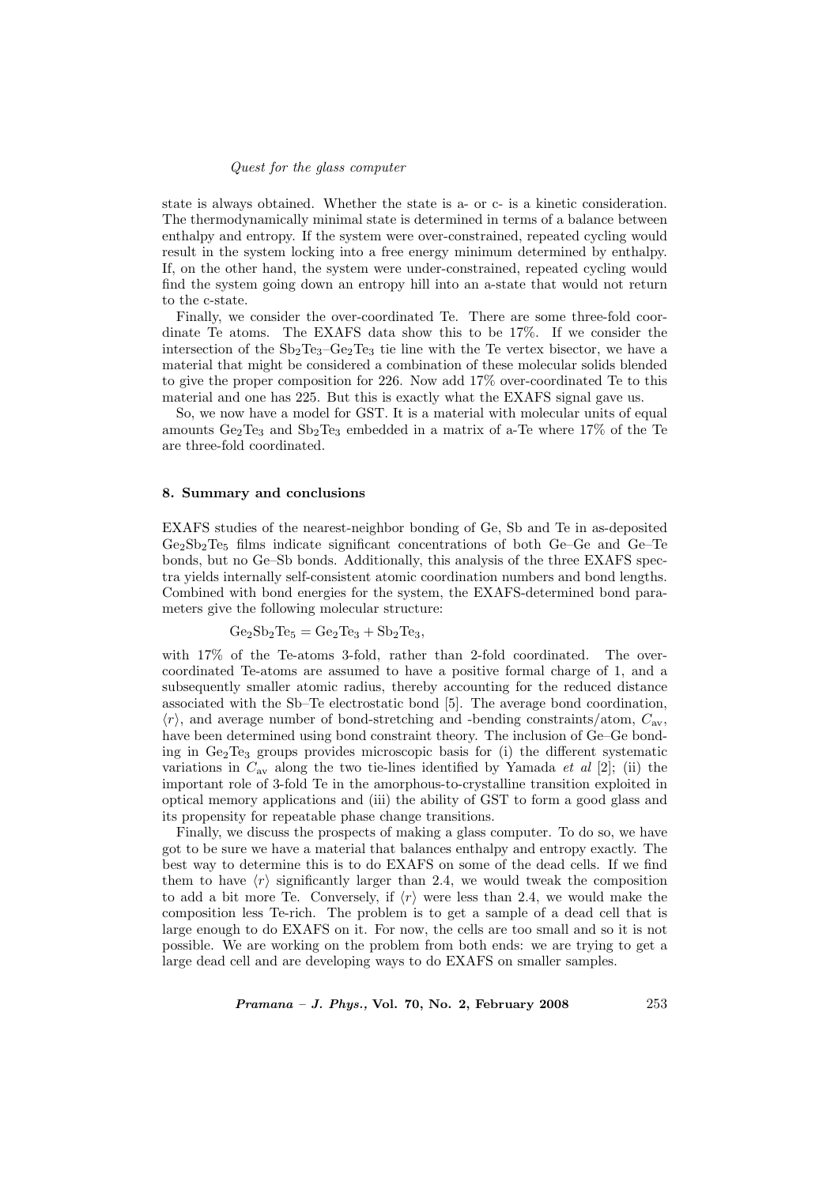state is always obtained. Whether the state is a- or c- is a kinetic consideration. The thermodynamically minimal state is determined in terms of a balance between enthalpy and entropy. If the system were over-constrained, repeated cycling would result in the system locking into a free energy minimum determined by enthalpy. If, on the other hand, the system were under-constrained, repeated cycling would find the system going down an entropy hill into an a-state that would not return to the c-state.

Finally, we consider the over-coordinated Te. There are some three-fold coordinate Te atoms. The EXAFS data show this to be 17%. If we consider the intersection of the $Sb_2Te_3$–$Ge_2Te_3$ tie line with the Te vertex bisector, we have a material that might be considered a combination of these molecular solids blended to give the proper composition for 226. Now add 17% over-coordinated Te to this material and one has 225. But this is exactly what the EXAFS signal gave us.

So, we now have a model for GST. It is a material with molecular units of equal amounts $Ge_2Te_3$ and $Sb_2Te_3$ embedded in a matrix of a-Te where 17% of the Te are three-fold coordinated.

## 8. Summary and conclusions

EXAFS studies of the nearest-neighbor bonding of Ge, Sb and Te in as-deposited $Ge_2Sb_2Te_5$ films indicate significant concentrations of both Ge–Ge and Ge–Te bonds, but no Ge–Sb bonds. Additionally, this analysis of the three EXAFS spectra yields internally self-consistent atomic coordination numbers and bond lengths. Combined with bond energies for the system, the EXAFS-determined bond parameters give the following molecular structure:

$$Ge_2Sb_2Te_5 = Ge_2Te_3 + Sb_2Te_3,$$

with 17% of the Te-atoms 3-fold, rather than 2-fold coordinated. The over-coordinated Te-atoms are assumed to have a positive formal charge of 1, and a subsequently smaller atomic radius, thereby accounting for the reduced distance associated with the Sb–Te electrostatic bond [5]. The average bond coordination, $\langle r \rangle$, and average number of bond-stretching and -bending constraints/atom, $C_{\rm av}$, have been determined using bond constraint theory. The inclusion of Ge–Ge bonding in $Ge_2Te_3$ groups provides microscopic basis for (i) the different systematic variations in $C_{\rm av}$ along the two tie-lines identified by Yamada *et al* [2]; (ii) the important role of 3-fold Te in the amorphous-to-crystalline transition exploited in optical memory applications and (iii) the ability of GST to form a good glass and its propensity for repeatable phase change transitions.

Finally, we discuss the prospects of making a glass computer. To do so, we have got to be sure we have a material that balances enthalpy and entropy exactly. The best way to determine this is to do EXAFS on some of the dead cells. If we find them to have $\langle r \rangle$ significantly larger than 2.4, we would tweak the composition to add a bit more Te. Conversely, if $\langle r \rangle$ were less than 2.4, we would make the composition less Te-rich. The problem is to get a sample of a dead cell that is large enough to do EXAFS on it. For now, the cells are too small and so it is not possible. We are working on the problem from both ends: we are trying to get a large dead cell and are developing ways to do EXAFS on smaller samples.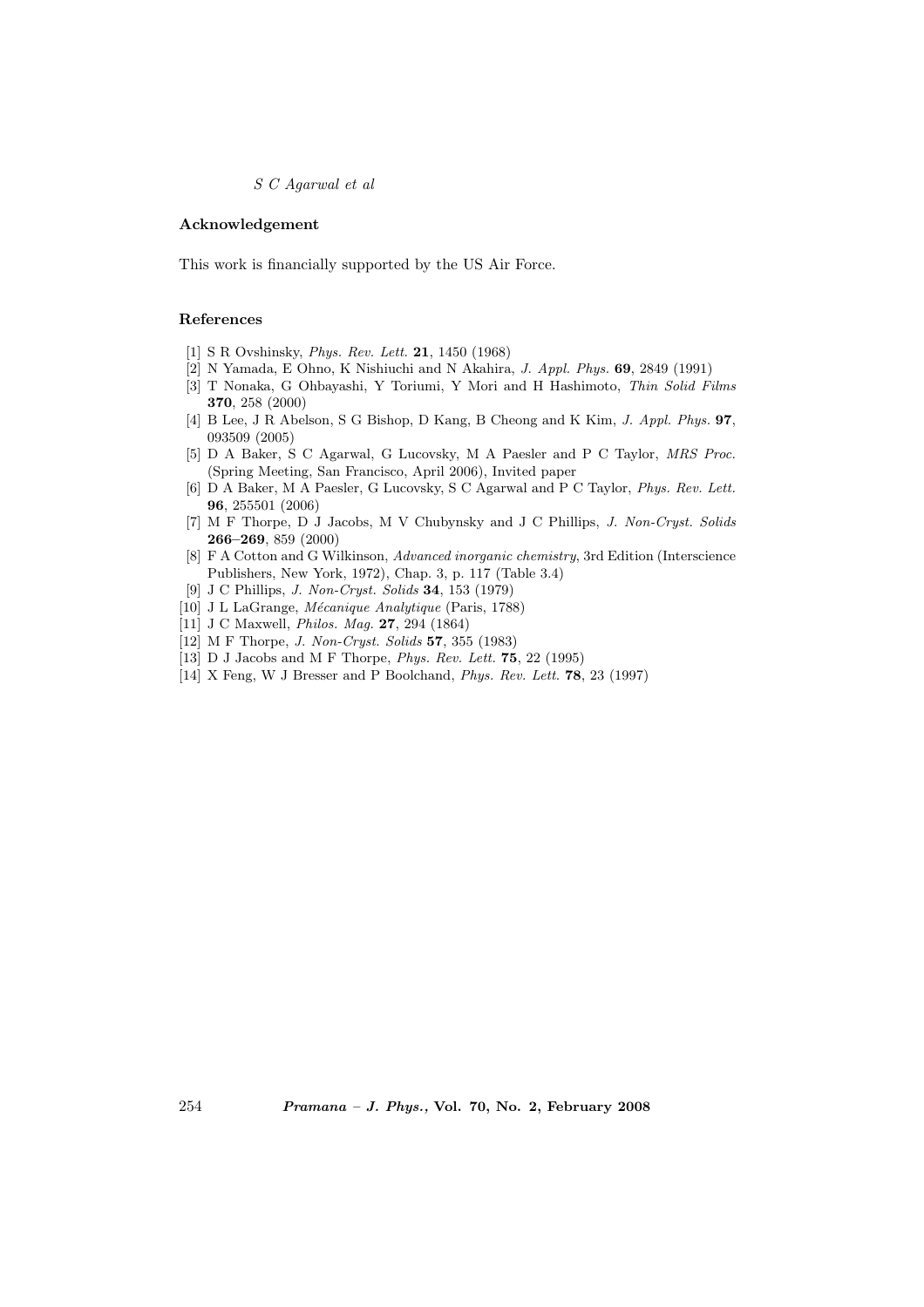## Acknowledgement

This work is financially supported by the US Air Force.

## References

[1] S R Ovshinsky, *Phys. Rev. Lett.* **21**, 1450 (1968)
[2] N Yamada, E Ohno, K Nishiuchi and N Akahira, *J. Appl. Phys.* **69**, 2849 (1991)
[3] T Nonaka, G Ohbayashi, Y Toriumi, Y Mori and H Hashimoto, *Thin Solid Films* **370**, 258 (2000)
[4] B Lee, J R Abelson, S G Bishop, D Kang, B Cheong and K Kim, *J. Appl. Phys.* **97**, 093509 (2005)
[5] D A Baker, S C Agarwal, G Lucovsky, M A Paesler and P C Taylor, *MRS Proc.* (Spring Meeting, San Francisco, April 2006), Invited paper
[6] D A Baker, M A Paesler, G Lucovsky, S C Agarwal and P C Taylor, *Phys. Rev. Lett.* **96**, 255501 (2006)
[7] M F Thorpe, D J Jacobs, M V Chubynsky and J C Phillips, *J. Non-Cryst. Solids* **266–269**, 859 (2000)
[8] F A Cotton and G Wilkinson, *Advanced inorganic chemistry*, 3rd Edition (Interscience Publishers, New York, 1972), Chap. 3, p. 117 (Table 3.4)
[9] J C Phillips, *J. Non-Cryst. Solids* **34**, 153 (1979)
[10] J L LaGrange, *Mécanique Analytique* (Paris, 1788)
[11] J C Maxwell, *Philos. Mag.* **27**, 294 (1864)
[12] M F Thorpe, *J. Non-Cryst. Solids* **57**, 355 (1983)
[13] D J Jacobs and M F Thorpe, *Phys. Rev. Lett.* **75**, 22 (1995)
[14] X Feng, W J Bresser and P Boolchand, *Phys. Rev. Lett.* **78**, 23 (1997)